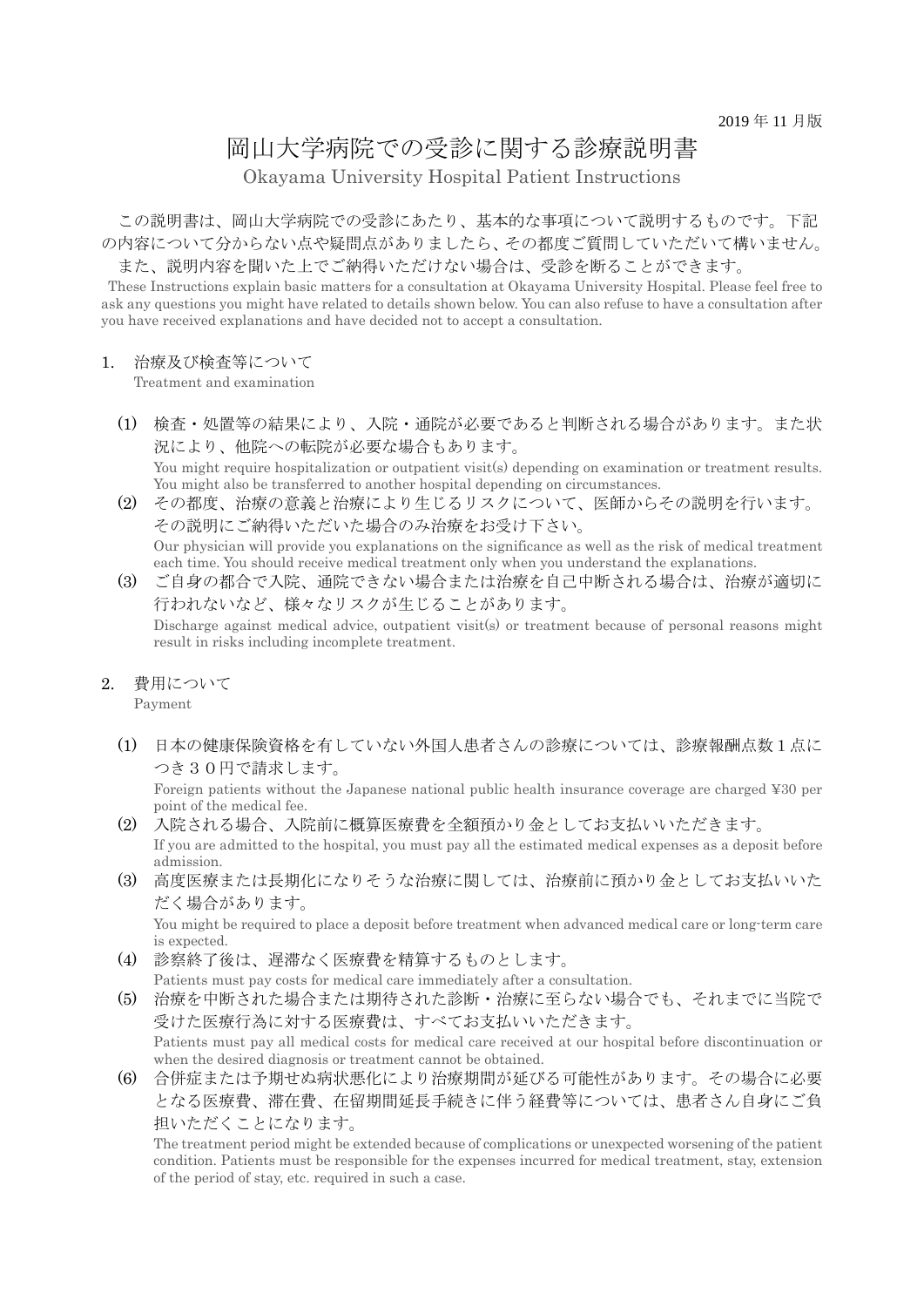2019 年 11 月版

# 岡山大学病院での受診に関する診療説明書

Okayama University Hospital Patient Instructions

この説明書は、岡山大学病院での受診にあたり、基本的な事項について説明するものです。下記の内容について分からない点や疑問点がありましたら、その都度ご質問していただいて構いません。

また、説明内容を聞いた上でご納得いただけない場合は、受診を断ることができます。

These Instructions explain basic matters for a consultation at Okayama University Hospital. Please feel free to ask any questions you might have related to details shown below. You can also refuse to have a consultation after you have received explanations and have decided not to accept a consultation.

## 1. 治療及び検査等について

Treatment and examination

(1) 検査・処置等の結果により、入院・通院が必要であると判断される場合があります。また状況により、他院への転院が必要な場合もあります。

You might require hospitalization or outpatient visit(s) depending on examination or treatment results. You might also be transferred to another hospital depending on circumstances.

(2) その都度、治療の意義と治療により生じるリスクについて、医師からその説明を行います。その説明にご納得いただいた場合のみ治療をお受け下さい。

Our physician will provide you explanations on the significance as well as the risk of medical treatment each time. You should receive medical treatment only when you understand the explanations.

(3) ご自身の都合で入院、通院できない場合または治療を自己中断される場合は、治療が適切に行われないなど、様々なリスクが生じることがあります。

Discharge against medical advice, outpatient visit(s) or treatment because of personal reasons might result in risks including incomplete treatment.

## 2. 費用について

Payment

(1) 日本の健康保険資格を有していない外国人患者さんの診療については、診療報酬点数１点につき３０円で請求します。

Foreign patients without the Japanese national public health insurance coverage are charged ¥30 per point of the medical fee.

(2) 入院される場合、入院前に概算医療費を全額預かり金としてお支払いいただきます。

If you are admitted to the hospital, you must pay all the estimated medical expenses as a deposit before admission.

(3) 高度医療または長期化になりそうな治療に関しては、治療前に預かり金としてお支払いいただく場合があります。

You might be required to place a deposit before treatment when advanced medical care or long-term care is expected.

(4) 診察終了後は、遅滞なく医療費を精算するものとします。

Patients must pay costs for medical care immediately after a consultation.

(5) 治療を中断された場合または期待された診断・治療に至らない場合でも、それまでに当院で受けた医療行為に対する医療費は、すべてお支払いいただきます。

Patients must pay all medical costs for medical care received at our hospital before discontinuation or when the desired diagnosis or treatment cannot be obtained.

(6) 合併症または予期せぬ病状悪化により治療期間が延びる可能性があります。その場合に必要となる医療費、滞在費、在留期間延長手続きに伴う経費等については、患者さん自身にご負担いただくことになります。

The treatment period might be extended because of complications or unexpected worsening of the patient condition. Patients must be responsible for the expenses incurred for medical treatment, stay, extension of the period of stay, etc. required in such a case.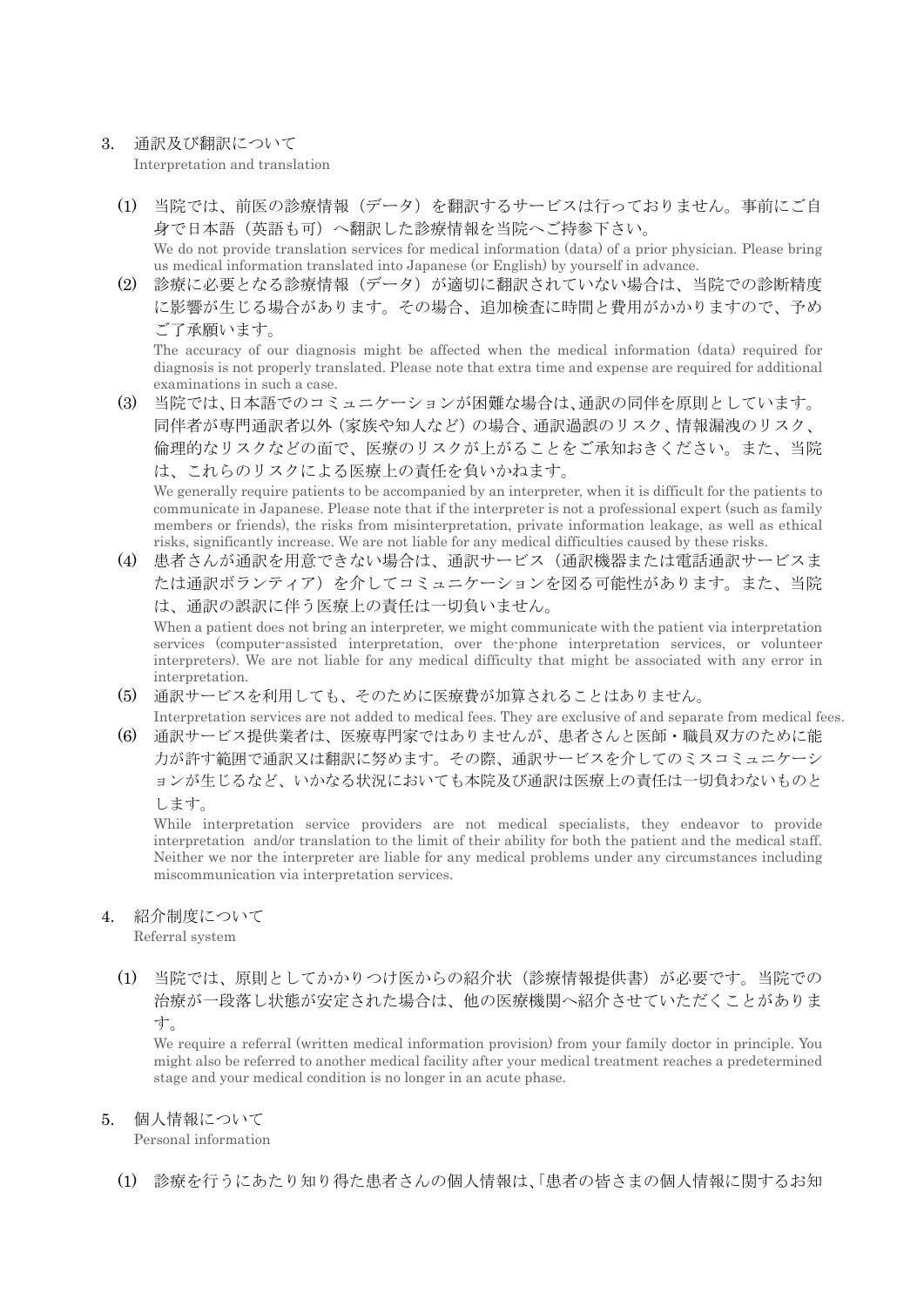## 3. 通訳及び翻訳について

Interpretation and translation

(1) 当院では、前医の診療情報（データ）を翻訳するサービスは行っておりません。事前にご自身で日本語（英語も可）へ翻訳した診療情報を当院へご持参下さい。

We do not provide translation services for medical information (data) of a prior physician. Please bring us medical information translated into Japanese (or English) by yourself in advance.

(2) 診療に必要となる診療情報（データ）が適切に翻訳されていない場合は、当院での診断精度に影響が生じる場合があります。その場合、追加検査に時間と費用がかかりますので、予めご了承願います。

The accuracy of our diagnosis might be affected when the medical information (data) required for diagnosis is not properly translated. Please note that extra time and expense are required for additional examinations in such a case.

(3) 当院では、日本語でのコミュニケーションが困難な場合は、通訳の同伴を原則としています。同伴者が専門通訳者以外（家族や知人など）の場合、通訳過誤のリスク、情報漏洩のリスク、倫理的なリスクなどの面で、医療のリスクが上がることをご承知おきください。また、当院は、これらのリスクによる医療上の責任を負いかねます。

We generally require patients to be accompanied by an interpreter, when it is difficult for the patients to communicate in Japanese. Please note that if the interpreter is not a professional expert (such as family members or friends), the risks from misinterpretation, private information leakage, as well as ethical risks, significantly increase. We are not liable for any medical difficulties caused by these risks.

(4) 患者さんが通訳を用意できない場合は、通訳サービス（通訳機器または電話通訳サービスまたは通訳ボランティア）を介してコミュニケーションを図る可能性があります。また、当院は、通訳の誤訳に伴う医療上の責任は一切負いません。

When a patient does not bring an interpreter, we might communicate with the patient via interpretation services (computer-assisted interpretation, over the-phone interpretation services, or volunteer interpreters). We are not liable for any medical difficulty that might be associated with any error in interpretation.

(5) 通訳サービスを利用しても、そのために医療費が加算されることはありません。

Interpretation services are not added to medical fees. They are exclusive of and separate from medical fees.

(6) 通訳サービス提供業者は、医療専門家ではありませんが、患者さんと医師・職員双方のために能力が許す範囲で通訳又は翻訳に努めます。その際、通訳サービスを介してのミスコミュニケーションが生じるなど、いかなる状況においても本院及び通訳は医療上の責任は一切負わないものとします。

While interpretation service providers are not medical specialists, they endeavor to provide interpretation and/or translation to the limit of their ability for both the patient and the medical staff. Neither we nor the interpreter are liable for any medical problems under any circumstances including miscommunication via interpretation services.

## 4. 紹介制度について

Referral system

(1) 当院では、原則としてかかりつけ医からの紹介状（診療情報提供書）が必要です。当院での治療が一段落し状態が安定された場合は、他の医療機関へ紹介させていただくことがあります。

We require a referral (written medical information provision) from your family doctor in principle. You might also be referred to another medical facility after your medical treatment reaches a predetermined stage and your medical condition is no longer in an acute phase.

## 5. 個人情報について

Personal information

(1) 診療を行うにあたり知り得た患者さんの個人情報は、「患者の皆さまの個人情報に関するお知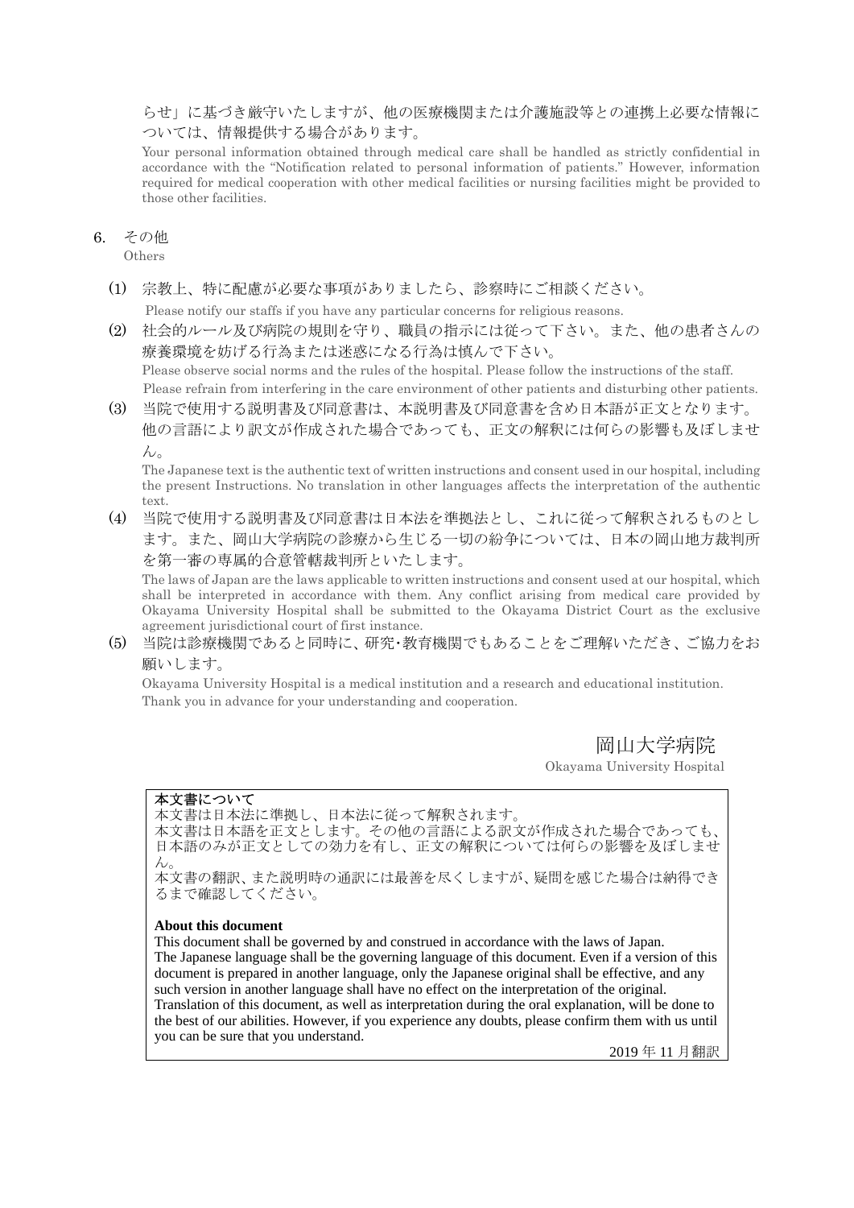らせ」に基づき厳守いたしますが、他の医療機関または介護施設等との連携上必要な情報については、情報提供する場合があります。

Your personal information obtained through medical care shall be handled as strictly confidential in accordance with the "Notification related to personal information of patients." However, information required for medical cooperation with other medical facilities or nursing facilities might be provided to those other facilities.

## 6. その他

Others

(1) 宗教上、特に配慮が必要な事項がありましたら、診察時にご相談ください。

Please notify our staffs if you have any particular concerns for religious reasons.

(2) 社会的ルール及び病院の規則を守り、職員の指示には従って下さい。また、他の患者さんの療養環境を妨げる行為または迷惑になる行為は慎んで下さい。

Please observe social norms and the rules of the hospital. Please follow the instructions of the staff. Please refrain from interfering in the care environment of other patients and disturbing other patients.

(3) 当院で使用する説明書及び同意書は、本説明書及び同意書を含め日本語が正文となります。他の言語により訳文が作成された場合であっても、正文の解釈には何らの影響も及ぼしません。

The Japanese text is the authentic text of written instructions and consent used in our hospital, including the present Instructions. No translation in other languages affects the interpretation of the authentic text.

(4) 当院で使用する説明書及び同意書は日本法を準拠法とし、これに従って解釈されるものとします。また、岡山大学病院の診療から生じる一切の紛争については、日本の岡山地方裁判所を第一審の専属的合意管轄裁判所といたします。

The laws of Japan are the laws applicable to written instructions and consent used at our hospital, which shall be interpreted in accordance with them. Any conflict arising from medical care provided by Okayama University Hospital shall be submitted to the Okayama District Court as the exclusive agreement jurisdictional court of first instance.

(5) 当院は診療機関であると同時に、研究・教育機関でもあることをご理解いただき、ご協力をお願いします。

Okayama University Hospital is a medical institution and a research and educational institution. Thank you in advance for your understanding and cooperation.

岡山大学病院

Okayama University Hospital

**本文書について**

本文書は日本法に準拠し、日本法に従って解釈されます。
本文書は日本語を正文とします。その他の言語による訳文が作成された場合であっても、日本語のみが正文としての効力を有し、正文の解釈については何らの影響を及ぼしません。
本文書の翻訳、また説明時の通訳には最善を尽くしますが、疑問を感じた場合は納得できるまで確認してください。

**About this document**

This document shall be governed by and construed in accordance with the laws of Japan.
The Japanese language shall be the governing language of this document. Even if a version of this document is prepared in another language, only the Japanese original shall be effective, and any such version in another language shall have no effect on the interpretation of the original.
Translation of this document, as well as interpretation during the oral explanation, will be done to the best of our abilities. However, if you experience any doubts, please confirm them with us until you can be sure that you understand.

2019 年 11 月翻訳